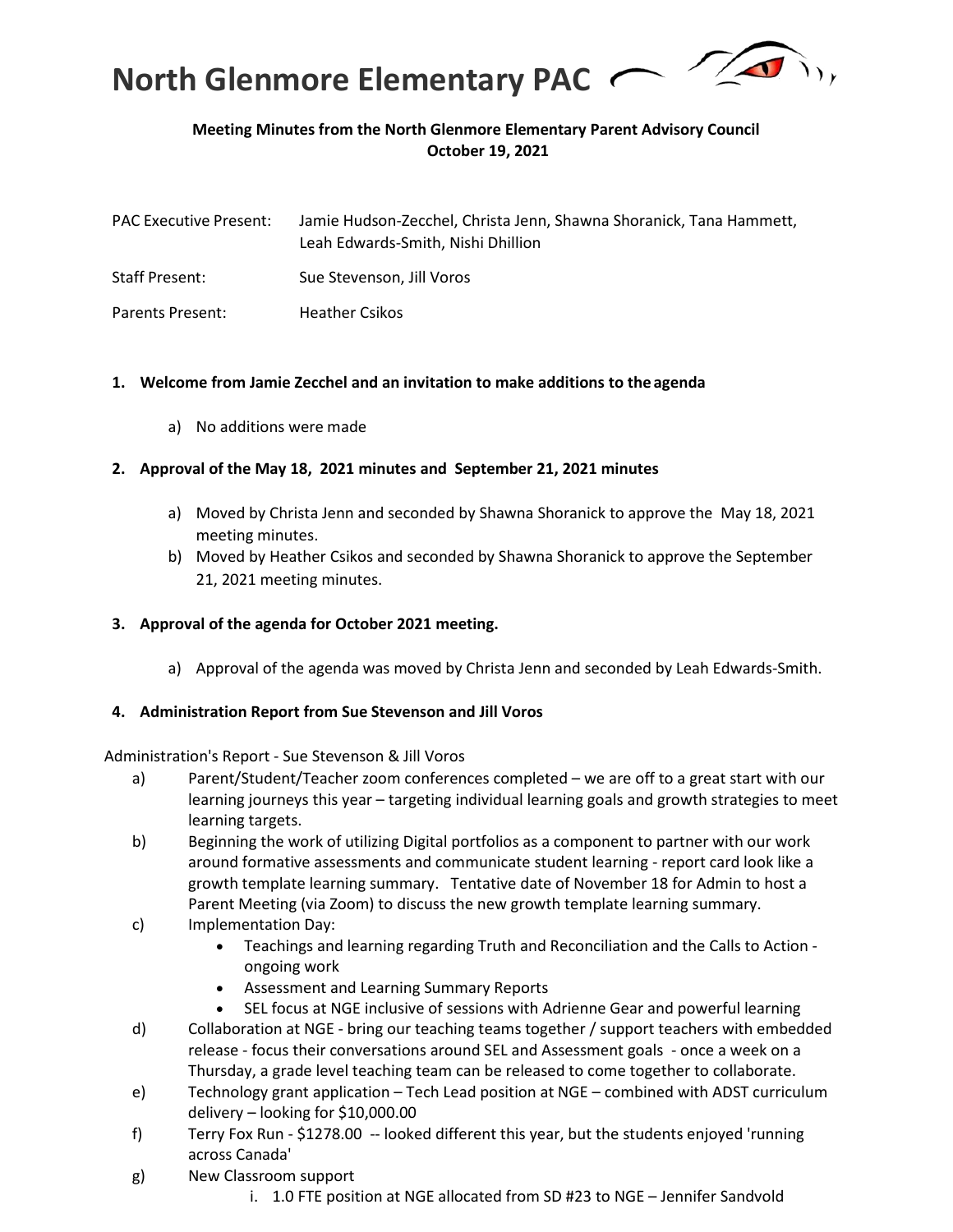# North Glenmore Elementary PAC

**Meeting Minutes from the North Glenmore Elementary Parent Advisory Council**
**October 19, 2021**

| | |
|---|---|
| PAC Executive Present: | Jamie Hudson-Zecchel, Christa Jenn, Shawna Shoranick, Tana Hammett, Leah Edwards-Smith, Nishi Dhillion |
| Staff Present: | Sue Stevenson, Jill Voros |
| Parents Present: | Heather Csikos |

1. **Welcome from Jamie Zecchel and an invitation to make additions to the agenda**
   a) No additions were made

2. **Approval of the May 18, 2021 minutes and September 21, 2021 minutes**
   a) Moved by Christa Jenn and seconded by Shawna Shoranick to approve the May 18, 2021 meeting minutes.
   b) Moved by Heather Csikos and seconded by Shawna Shoranick to approve the September 21, 2021 meeting minutes.

3. **Approval of the agenda for October 2021 meeting.**
   a) Approval of the agenda was moved by Christa Jenn and seconded by Leah Edwards-Smith.

4. **Administration Report from Sue Stevenson and Jill Voros**

Administration's Report - Sue Stevenson & Jill Voros

a) Parent/Student/Teacher zoom conferences completed – we are off to a great start with our learning journeys this year – targeting individual learning goals and growth strategies to meet learning targets.

b) Beginning the work of utilizing Digital portfolios as a component to partner with our work around formative assessments and communicate student learning - report card look like a growth template learning summary. Tentative date of November 18 for Admin to host a Parent Meeting (via Zoom) to discuss the new growth template learning summary.

c) Implementation Day:
   - Teachings and learning regarding Truth and Reconciliation and the Calls to Action - ongoing work
   - Assessment and Learning Summary Reports
   - SEL focus at NGE inclusive of sessions with Adrienne Gear and powerful learning

d) Collaboration at NGE - bring our teaching teams together / support teachers with embedded release - focus their conversations around SEL and Assessment goals - once a week on a Thursday, a grade level teaching team can be released to come together to collaborate.

e) Technology grant application – Tech Lead position at NGE – combined with ADST curriculum delivery – looking for $10,000.00

f) Terry Fox Run - $1278.00 -- looked different this year, but the students enjoyed 'running across Canada'

g) New Classroom support
   i. 1.0 FTE position at NGE allocated from SD #23 to NGE – Jennifer Sandvold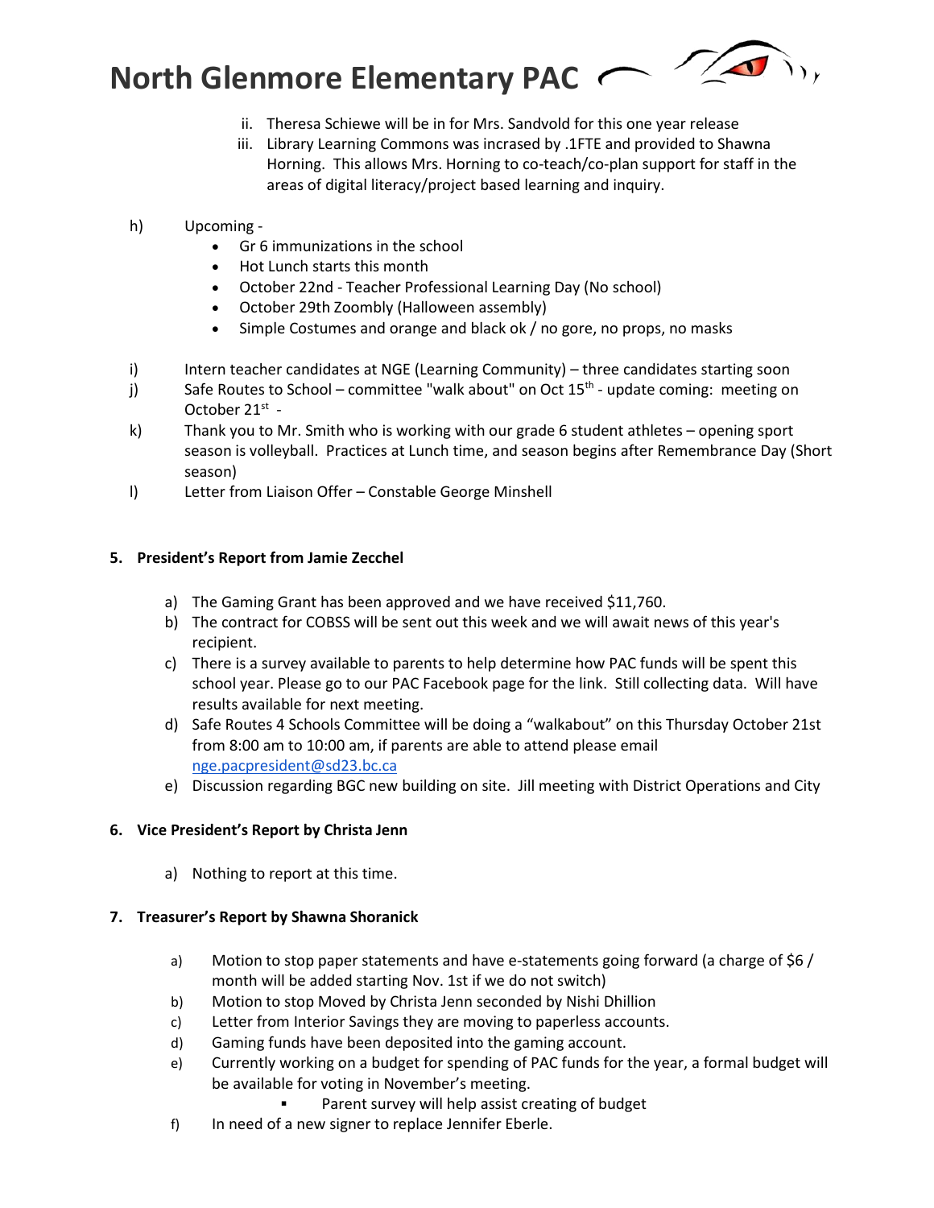ii. Theresa Schiewe will be in for Mrs. Sandvold for this one year release
iii. Library Learning Commons was incrased by .1FTE and provided to Shawna Horning. This allows Mrs. Horning to co-teach/co-plan support for staff in the areas of digital literacy/project based learning and inquiry.

h) Upcoming -
- Gr 6 immunizations in the school
- Hot Lunch starts this month
- October 22nd - Teacher Professional Learning Day (No school)
- October 29th Zoombly (Halloween assembly)
- Simple Costumes and orange and black ok / no gore, no props, no masks

i) Intern teacher candidates at NGE (Learning Community) – three candidates starting soon
j) Safe Routes to School – committee "walk about" on Oct 15th - update coming: meeting on October 21st -
k) Thank you to Mr. Smith who is working with our grade 6 student athletes – opening sport season is volleyball. Practices at Lunch time, and season begins after Remembrance Day (Short season)
l) Letter from Liaison Offer – Constable George Minshell

**5. President's Report from Jamie Zecchel**

a) The Gaming Grant has been approved and we have received $11,760.
b) The contract for COBSS will be sent out this week and we will await news of this year's recipient.
c) There is a survey available to parents to help determine how PAC funds will be spent this school year. Please go to our PAC Facebook page for the link. Still collecting data. Will have results available for next meeting.
d) Safe Routes 4 Schools Committee will be doing a "walkabout" on this Thursday October 21st from 8:00 am to 10:00 am, if parents are able to attend please email nge.pacpresident@sd23.bc.ca
e) Discussion regarding BGC new building on site. Jill meeting with District Operations and City

**6. Vice President's Report by Christa Jenn**

a) Nothing to report at this time.

**7. Treasurer's Report by Shawna Shoranick**

a) Motion to stop paper statements and have e-statements going forward (a charge of $6 / month will be added starting Nov. 1st if we do not switch)
b) Motion to stop Moved by Christa Jenn seconded by Nishi Dhillion
c) Letter from Interior Savings they are moving to paperless accounts.
d) Gaming funds have been deposited into the gaming account.
e) Currently working on a budget for spending of PAC funds for the year, a formal budget will be available for voting in November's meeting.
   - Parent survey will help assist creating of budget
f) In need of a new signer to replace Jennifer Eberle.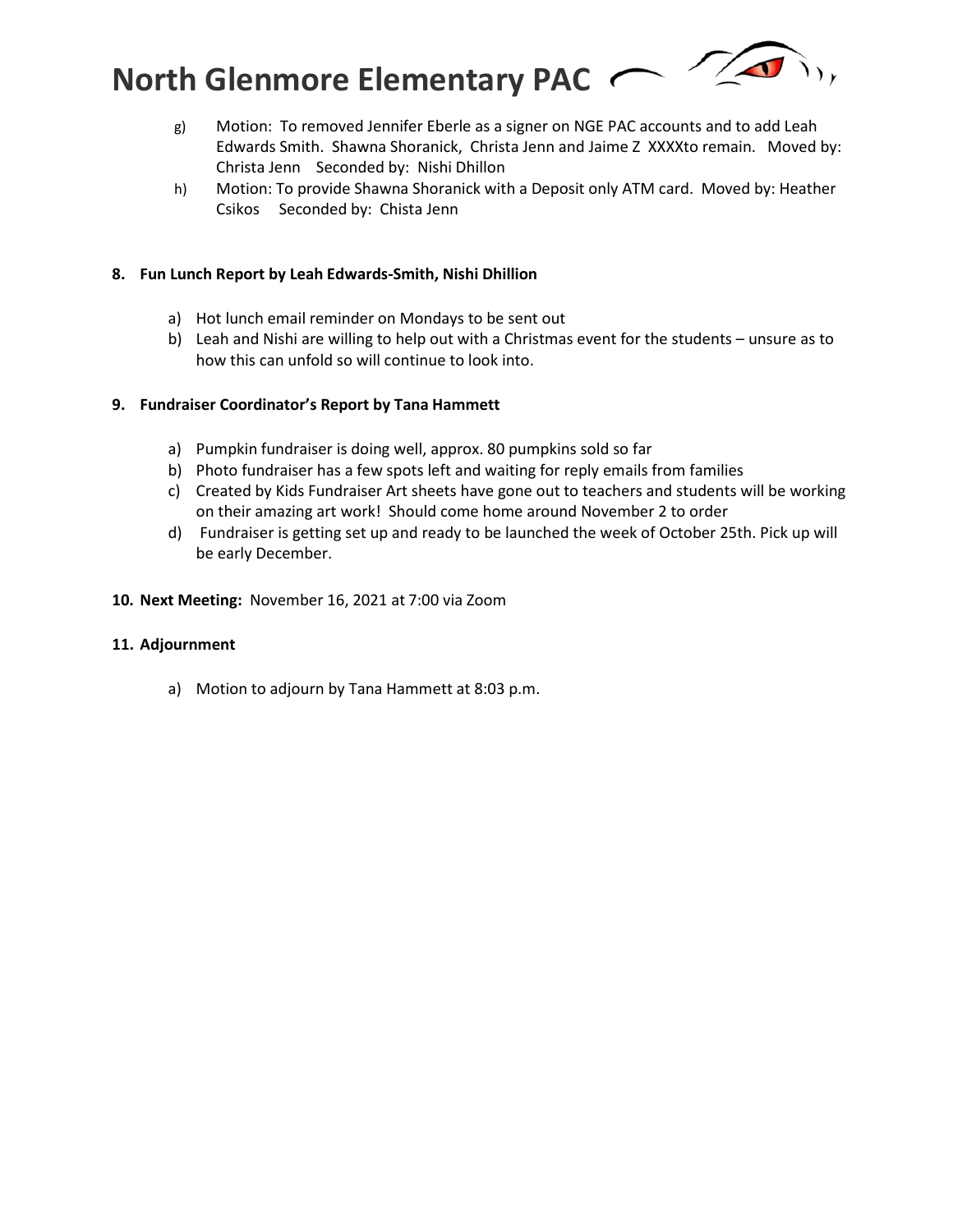g) Motion: To removed Jennifer Eberle as a signer on NGE PAC accounts and to add Leah Edwards Smith. Shawna Shoranick, Christa Jenn and Jaime Z XXXXto remain. Moved by: Christa Jenn Seconded by: Nishi Dhillon

h) Motion: To provide Shawna Shoranick with a Deposit only ATM card. Moved by: Heather Csikos Seconded by: Chista Jenn

**8. Fun Lunch Report by Leah Edwards-Smith, Nishi Dhillion**

a) Hot lunch email reminder on Mondays to be sent out
b) Leah and Nishi are willing to help out with a Christmas event for the students – unsure as to how this can unfold so will continue to look into.

**9. Fundraiser Coordinator's Report by Tana Hammett**

a) Pumpkin fundraiser is doing well, approx. 80 pumpkins sold so far
b) Photo fundraiser has a few spots left and waiting for reply emails from families
c) Created by Kids Fundraiser Art sheets have gone out to teachers and students will be working on their amazing art work! Should come home around November 2 to order
d) Fundraiser is getting set up and ready to be launched the week of October 25th. Pick up will be early December.

**10. Next Meeting:** November 16, 2021 at 7:00 via Zoom

**11. Adjournment**

a) Motion to adjourn by Tana Hammett at 8:03 p.m.